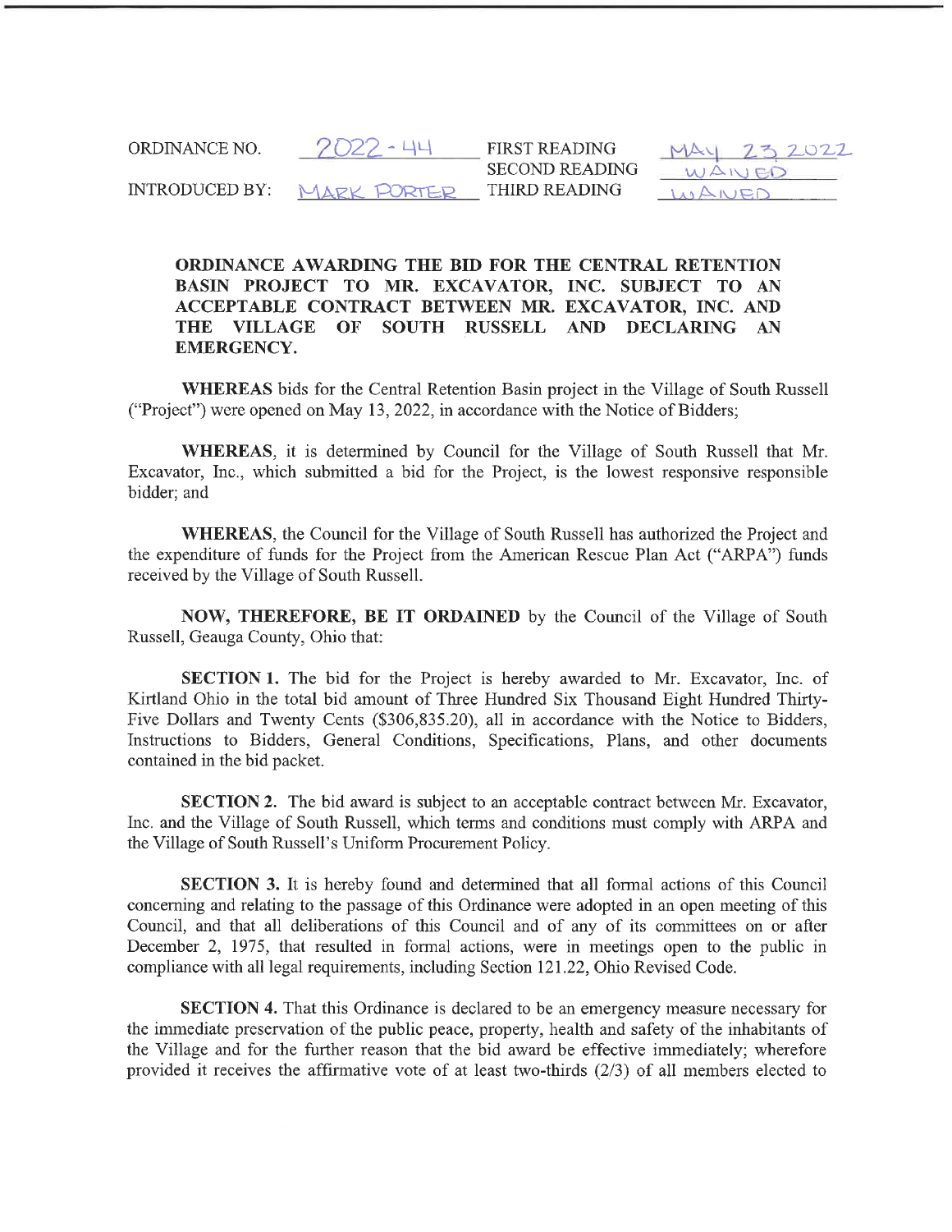| | | | |
|---|---|---|---|
| ORDINANCE NO. | 2022 - 44 | FIRST READING | MAY 23 2022 |
| | | SECOND READING | WAIVED |
| INTRODUCED BY: | MARK PORTER | THIRD READING | WAIVED |

**ORDINANCE AWARDING THE BID FOR THE CENTRAL RETENTION BASIN PROJECT TO MR. EXCAVATOR, INC. SUBJECT TO AN ACCEPTABLE CONTRACT BETWEEN MR. EXCAVATOR, INC. AND THE VILLAGE OF SOUTH RUSSELL AND DECLARING AN EMERGENCY.**

**WHEREAS** bids for the Central Retention Basin project in the Village of South Russell ("Project") were opened on May 13, 2022, in accordance with the Notice of Bidders;

**WHEREAS**, it is determined by Council for the Village of South Russell that Mr. Excavator, Inc., which submitted a bid for the Project, is the lowest responsive responsible bidder; and

**WHEREAS**, the Council for the Village of South Russell has authorized the Project and the expenditure of funds for the Project from the American Rescue Plan Act ("ARPA") funds received by the Village of South Russell.

**NOW, THEREFORE, BE IT ORDAINED** by the Council of the Village of South Russell, Geauga County, Ohio that:

**SECTION 1.** The bid for the Project is hereby awarded to Mr. Excavator, Inc. of Kirtland Ohio in the total bid amount of Three Hundred Six Thousand Eight Hundred Thirty-Five Dollars and Twenty Cents ($306,835.20), all in accordance with the Notice to Bidders, Instructions to Bidders, General Conditions, Specifications, Plans, and other documents contained in the bid packet.

**SECTION 2.** The bid award is subject to an acceptable contract between Mr. Excavator, Inc. and the Village of South Russell, which terms and conditions must comply with ARPA and the Village of South Russell's Uniform Procurement Policy.

**SECTION 3.** It is hereby found and determined that all formal actions of this Council concerning and relating to the passage of this Ordinance were adopted in an open meeting of this Council, and that all deliberations of this Council and of any of its committees on or after December 2, 1975, that resulted in formal actions, were in meetings open to the public in compliance with all legal requirements, including Section 121.22, Ohio Revised Code.

**SECTION 4.** That this Ordinance is declared to be an emergency measure necessary for the immediate preservation of the public peace, property, health and safety of the inhabitants of the Village and for the further reason that the bid award be effective immediately; wherefore provided it receives the affirmative vote of at least two-thirds (2/3) of all members elected to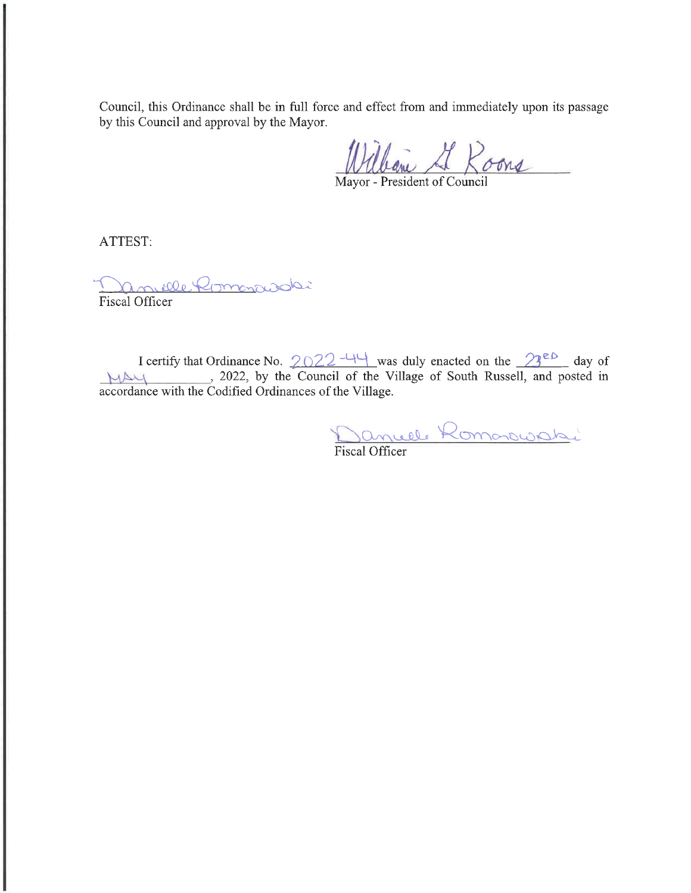Council, this Ordinance shall be in full force and effect from and immediately upon its passage by this Council and approval by the Mayor.

William G Koons

Mayor - President of Council

ATTEST:

Danielle Romanowski

Fiscal Officer

I certify that Ordinance No. 2022-44 was duly enacted on the 23RD day of MAY, 2022, by the Council of the Village of South Russell, and posted in accordance with the Codified Ordinances of the Village.

Danielle Romanowski

Fiscal Officer